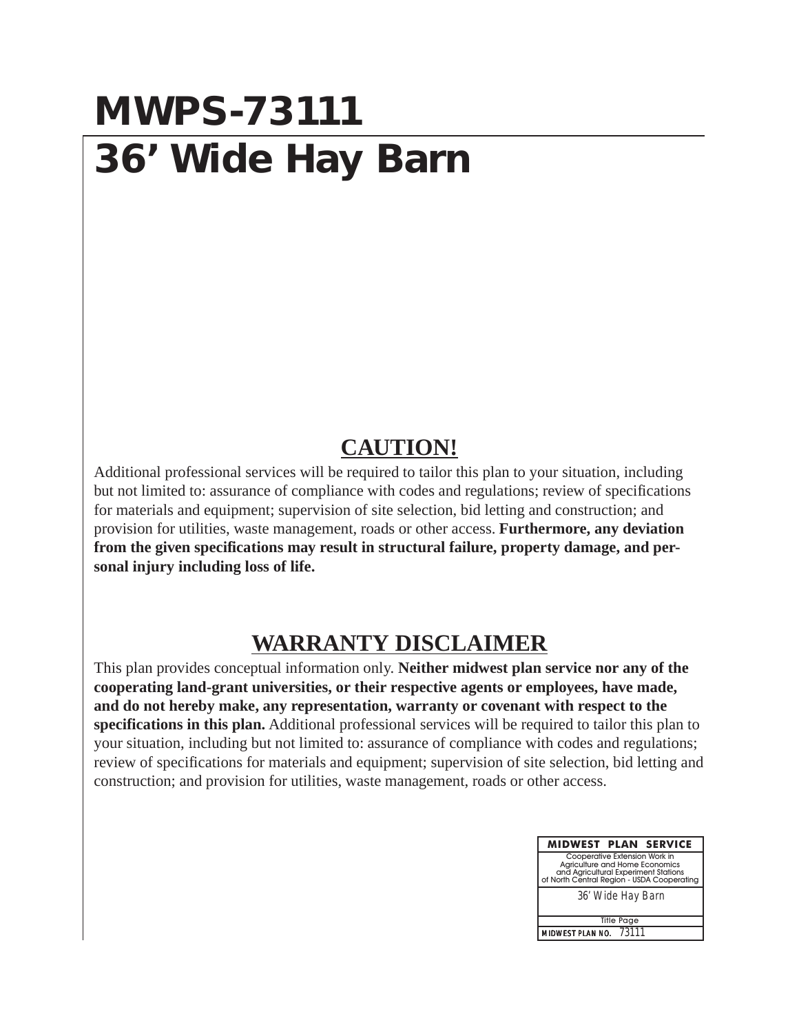# MWPS-73111
# 36' Wide Hay Barn

## CAUTION!

Additional professional services will be required to tailor this plan to your situation, including but not limited to: assurance of compliance with codes and regulations; review of specifications for materials and equipment; supervision of site selection, bid letting and construction; and provision for utilities, waste management, roads or other access. **Furthermore, any deviation from the given specifications may result in structural failure, property damage, and personal injury including loss of life.**

## WARRANTY DISCLAIMER

This plan provides conceptual information only. **Neither midwest plan service nor any of the cooperating land-grant universities, or their respective agents or employees, have made, and do not hereby make, any representation, warranty or covenant with respect to the specifications in this plan.** Additional professional services will be required to tailor this plan to your situation, including but not limited to: assurance of compliance with codes and regulations; review of specifications for materials and equipment; supervision of site selection, bid letting and construction; and provision for utilities, waste management, roads or other access.

| MIDWEST PLAN SERVICE |
|---|
| Cooperative Extension Work in Agriculture and Home Economics and Agricultural Experiment Stations of North Central Region - USDA Cooperating |
| *36' Wide Hay Barn* |
| Title Page |
| MIDWEST PLAN NO. 73111 |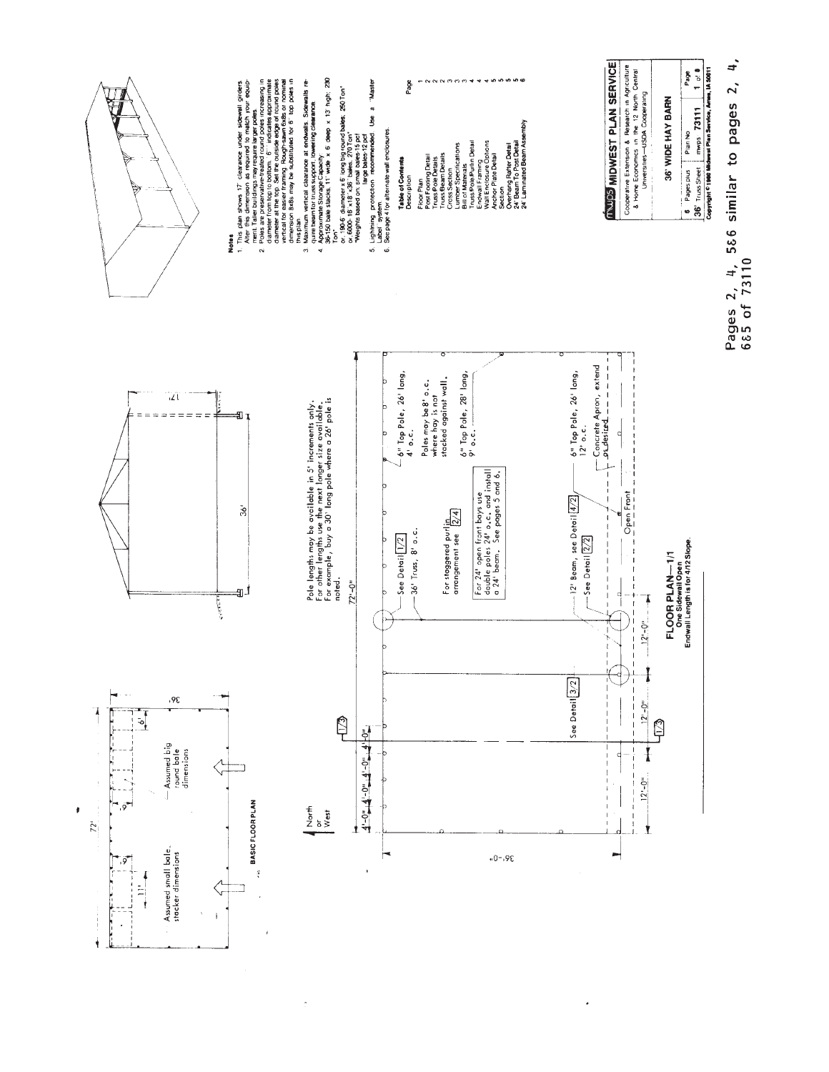# 36' WIDE HAY BARN

**MIDWEST PLAN SERVICE**

Cooperative Extension & Research in Agriculture & Home Economics in the 12 North Central Universities—USDA Cooperating

| Pages plus | Plan No. | Page |
|---|---|---|
| 6 | 73111 | 1 of 6 |
| 36' Truss Sheet | mwps | |

Copyright © 1980 Midwest Plan Service, Ames, IA 50011

## Notes

1. This plan shows 17' clearance under sidewall girders. Alter this dimension as required to match your equipment. Taller buildings may require larger poles.
2. Poles are preservative-treated round poles increasing in diameter from top to bottom. 6" indicates approximate diameter at the top. Set the outside edge of round poles vertical for easier framing. Rough-sawn 6x6s or nominal dimension 8x8s may be substituted for 6" top poles in this plan.
3. Maximum vertical clearance at endwalls. Sidewalls require beam for truss support, lowering clearance.
4. Approximate Storage Capacity: 36-150 bale stacks, 11' wide x 6' deep x 13' high: 290 Ton*
   or, 190-6' diameter x 6' long big round bales: 250 Ton*
   or, 6000-16"x18"x36" bales: 270 Ton*
   *Weights based on: small bales-15 pcf; large bales-12 pcf
5. Lightning protection recommended. Use a "Master Label" system.
6. See page 4 for alternate wall enclosures.

## Table of Contents

| Description | Page |
|---|---|
| Floor Plan | 1 |
| Post Footing Detail | 2 |
| Truss Pole Details | 2 |
| Truss Beam Details | 2 |
| Cross Section | 3 |
| Lumber Specifications | 3 |
| Bill of Materials | 3 |
| Truss Post-Purlin Detail | 4 |
| Endwall Framing | 4 |
| Wall Enclosure Options | 4 |
| Anchor Plate Detail | 5 |
| Section | 5 |
| Overhang Rafter Detail | 5 |
| 24' Beam To Post Detail | 5 |
| 24' Laminated Beam Assembly | 6 |

## BASIC FLOOR PLAN

72' × 36'. Assumed small bale stacker dimensions (11', 9'). Assumed big round bale dimensions (6', 9').

Pole lengths may be available in 5' increments only. For other lengths use the next longer size available. For example, buy a 30' long pole where a 26' pole is noted.

## FLOOR PLAN—1/1

**One Sidewall Open**
**Endwall Length is for 4/12 Slope.**

- North or West
- 72'-0"; 36'-0"
- 4'-0" 4'-0" 4'-0" 4'-0" 4'-0"
- 12'-0" 12'-0" 12'-0"
- See Detail 1/2
- 36' Truss, 8' o.c.
- For staggered purlin arrangement see 2/4
- For 24' open front bays use double poles 24' o.c. and install a 24' beam. See pages 5 and 6.
- 6" Top Pole, 26' long, 4' o.c.
- Poles may be 8' o.c. where hay is not stacked against wall.
- 6" Top Pole, 28' long, 9' o.c.
- 12' Beam, see Detail 4/2
- See Detail 2/2
- See Detail 3/2
- 1/3
- 6" Top Pole, 26' long, 12' o.c.
- Concrete Apron, extend as desired
- Open Front
- 36'; 17'

Pages 2, 4, 5&6 similar to pages 2, 4, 6&5 of 73110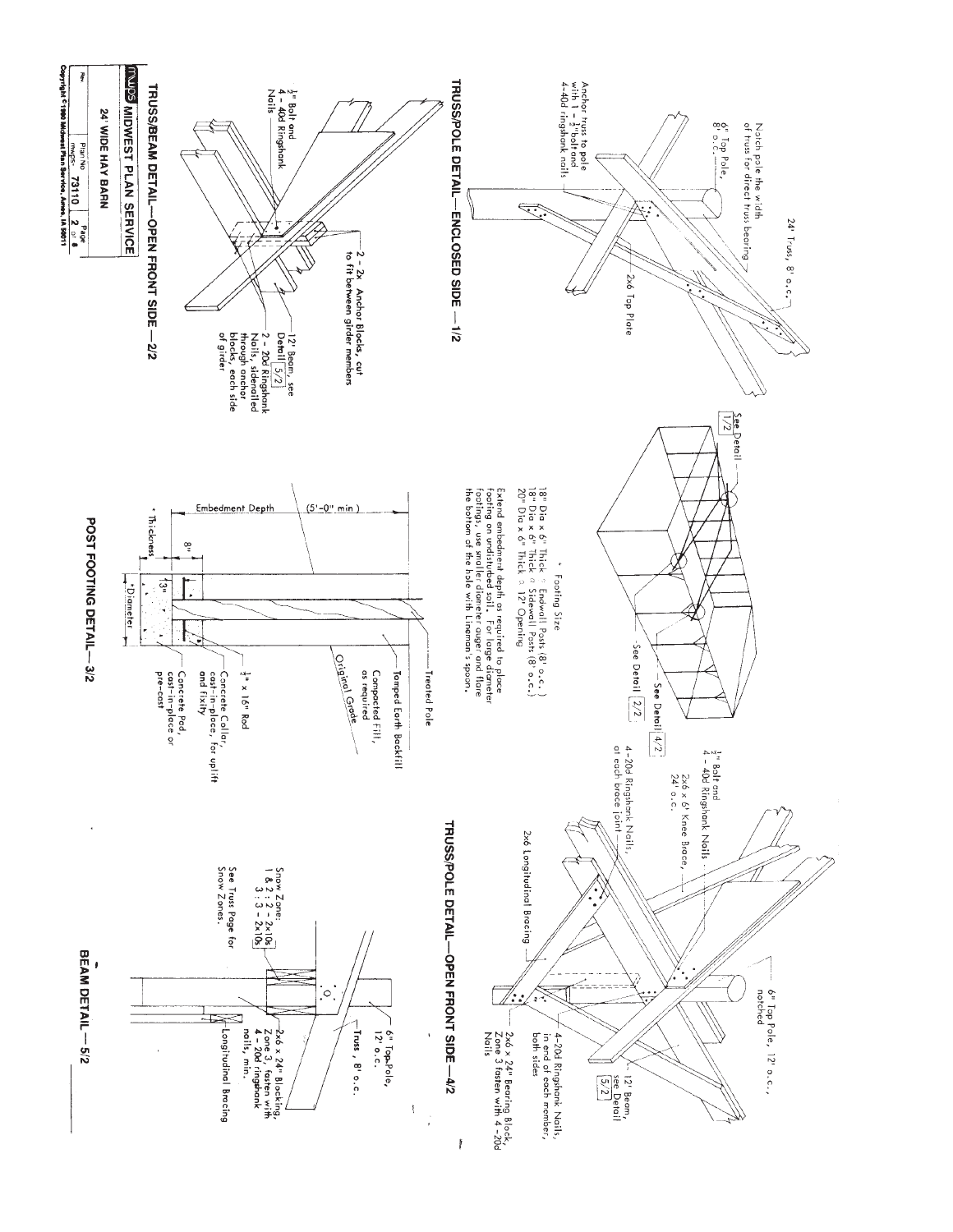## TRUSS/POLE DETAIL—ENCLOSED SIDE — 1/2

- 24' Truss, 8' o.c.
- Notch pole the width of truss for direct truss bearing
- 6" Top Pole, 8' o.c.
- Anchor truss to pole with 1 - ½" bolt and 4-40d ringshank nails
- 2x6 Top Plate

## TRUSS/BEAM DETAIL—OPEN FRONT SIDE —2/2

- ½" Bolt and 4 - 40d Ringshank Nails
- 2 - 2x Anchor Blocks, cut to fit between girder members
- 12' Beam, see Detail 5/2
- 2 - 20d Ringshank Nails, sidenailed through anchor blocks, each side of girder

- See Detail 1/2
- See Detail 2/2
- See Detail 4/2

## POST FOOTING DETAIL—3/2

\* Footing Size

18" Dia x 6" Thick @ Endwall Posts (8' o.c.)
18" Dia x 6" Thick @ Sidewall Posts (8' o.c.)
20" Dia x 6" Thick @ 12' Opening

Extend embedment depth as required to place footing on undisturbed soil. For large diameter footings, use smaller diameter auger and flare the bottom of the hole with Lineman's spoon.

- Embedment Depth (5'-0" min)
- 8"
- 3"
- \* Thickness
- \*Diameter
- Treated Pole
- Tamped Earth Backfill
- Compacted Fill, as required
- Original Grade
- ½" x 16" Rod
- Concrete Collar, cast-in-place, for uplift and fixity
- Concrete Pad, cast-in-place or pre-cast

## TRUSS/POLE DETAIL—OPEN FRONT SIDE—4/2

- 6" Top Pole, 12' o.c., notched
- ½" Bolt and 4 - 40d Ringshank Nails
- 2x6 x 6' Knee Brace, 24' o.c.
- 4-20d Ringshank Nails, at each brace joint
- 2x6 Longitudinal Bracing
- 12' Beam, see Detail 5/2
- 4-20d Ringshank Nails, in end of each member, both sides
- 2x6 x 24" Bearing Block, Zone 3 fasten with 4 -20d Nails

## BEAM DETAIL — 5/2

- 6" Top Pole, 12' o.c.
- Truss, 8' o.c.
- 2x6 x 24" Blocking, Zone 3, fasten with 4 - 20d ringshank nails, min.
- Longitudinal Bracing

Snow Zone:
1 & 2 : 2 - 2x10s
3 : 3 - 2x10s

See Truss Page for Snow Zones.

mwps MIDWEST PLAN SERVICE

24' WIDE HAY BARN

| Rev | Plan No mwps- 73110 | Page 2 of 6 |
|---|---|---|

Copyright ©1980 Midwest Plan Service, Ames, IA 50011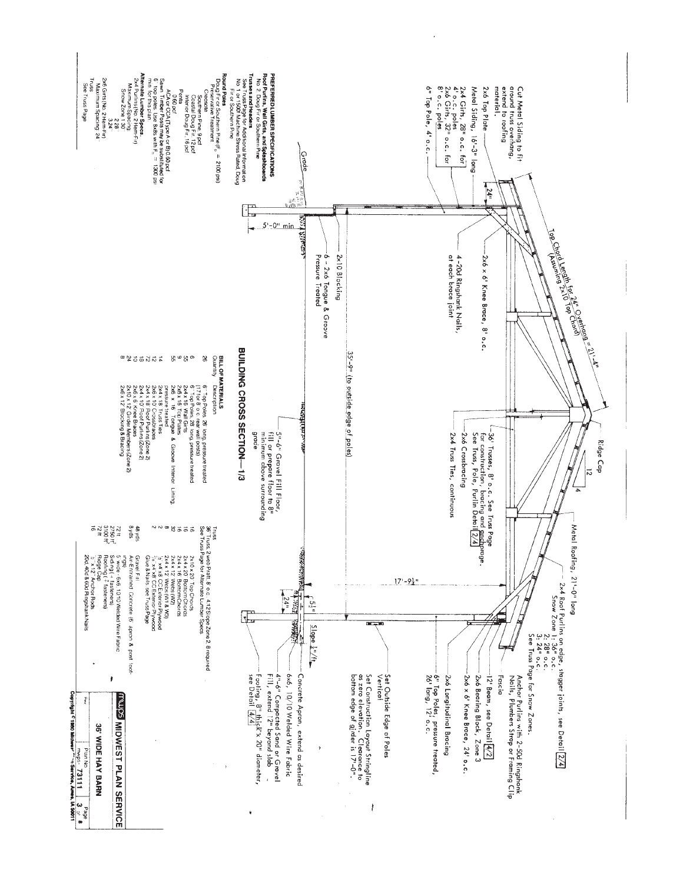# BUILDING CROSS SECTION—1/3

Top Chord Length for 24" Overhang = 21'-4"
(Assuming 2x10 Top Chord)

Ridge Cap

12
4

Cut Metal Siding to fit around truss overhang, extend to roofing material.

2x6 Top Plate

Metal Siding, 16'-3" long

2x4 Girts, 28" o.c. for 4' o.c. poles
2x6 Girts, 32" o.c. for 8' o.c. poles

6" Top Pole, 4' o.c.

24"

2x6 x 6' Knee Brace, 8' o.c.

4-20d Ringshank Nails, at each brace joint

Grade

5'-0" min

2x10 Blocking

6 - 2x6 Tongue & Groove Pressure Treated

35'-9" (to outside edge of poles)

36' Trusses, 8' o.c. See Truss Page for construction, bracing and anchorage. See Truss, Pole, Purlin Detail 2/4

2x6 Crossbracing

2x4 Truss Ties, continuous

5"-6" Gravel Fill Floor, fill or prepare floor to 8" minimum above surrounding grade

Metal Roofing, 21'-0" long

2x4 Roof Purlins on edge, stagger joints, see Detail 2/4
Snow Zone 1: 36" o.c.
2: 28" o.c.
3: 24" o.c.
See Truss Page for Snow Zones.

Anchor Purlins with 2-50d Ringshank Nails, Plumbers Strap or Framing Clip

Fascia

12' Beam, see Detail 4/2

2x6 Bearing Block, Zone 3

2x6 x 6' Knee Brace, 24' o.c.

2x6 Longitudinal Bracing

6" Top Poles, pressure treated, 26' long, 12' o.c.

17'-9½"

Set Outside Edge of Poles Vertical

Set Construction Layout Stringline as zero elevation. Clearance to bottom edge of girder is 17'-0".

24"

5½"

Slope ⅛"/ft

Concrete Apron, extend as desired

6x6, 10/10 Welded Wire Fabric

4"-6" Compacted Sand or Gravel Fill, extend 12" beyond slab

Footing, 8" thick x 20" diameter, see Detail 4/4

## PREFERRED LUMBER SPECIFICATIONS

**Roof Purlins, Wall Girts, and Splashboards**
No. 2 Doug Fir or Southern Pine

**Trusses and Headers**
See Truss Page for Additional Information
No. 1 or 1500 Machine Stress Rated Doug Fir or Southern Pine

**Round Poles**
Doug Fir or Southern Pine ($F_b$ = 2100 psi)
Preservative Treatment
Creosote
Southern Pine 9 pcf
Coastal Doug Fir 12 pcf
Interior Doug Fir 16 pcf
Penta
0.60 pcf
ACA or CCA (Type A or B) 0.60 pcf
Sawn Timber Posts may be substituted for 6" top poles. Use 8x8s with $F_b$ = 1300 psi min. for this plan.

**Alternate Lumber Specs.**
2x4 Purlins (No. 2 Hem-Fir)
Maximum Spacing
Snow Zone 1: 30
2: 28
3: 24
2x6 Girts (No. 2 Hem-Fir)
Maximum Spacing 24
Trusses
See Truss Page

## BILL OF MATERIALS

| Quantity | Description |
|---|---|
| 26 | 6" Top Poles, 26' long, pressure treated |
| | (17 for 12' o.c. rear wall posts) |
| 6 | 6" Top Poles, 28' long, pressure treated |
| 55 | 2x4 x 16' Wall Girts |
| 9 | 2x6 x 16' Top Plates |
| 55 | 2x6 x 16' Tongue & Groove Interior Lining, pressure treated |
| 14 | 2x4 x 18' Truss Ties |
| 12 | 2x6 x 10' Crossbraces |
| 72 | 2x4 x 8' Roof Purlins (Zone 2) |
| 10 | 2x4 x 10' Roof Purlins (Zone 2) |
| 18 | 2x6 x 6' Knee Braces |
| 24 | 2x10 x 12' Girder Members (Zone 2) |
| 8 | 2x6 x 12' Blocking & Bracing |
| | Truss |
| | 36' Truss, 2 web Pratt, 8' o.c. 4:12 Slope Zone 2 Required |
| | See Truss Page for Alternate Lumber Specs. |
| 16 | 2x10 x 20' Top Chords |
| 16 | 2x4 x 20' Bottom Chords |
| 16 | 2x4 x 16' Bottom Chords |
| 32 | 2x4 x 12' Webs (W1 & W3) |
| 8 | 2x4 x 12' Webs (W2) |
| 2 | ⅝" x 4' x 8' CC Exterior Plywood |
| 2 | ½" x 4' x 8' CC Exterior Plywood |
| | Glue & Nails, see Truss Page |
| 48 yds | Gravel Fill |
| 8 yds | Air-Entrained Concrete (6' apron & post footings) |
| 72 ft | 5' wide - 6x6 10/10 Welded Wire Fabric |
| 2750 ft² | Siding (+ fasteners) |
| 3100 ft² | Roofing (+ fasteners) |
| 72 ft | Ridge Cap |
| 16 | ½" x 12" Anchor Rods |
| | 20d, 40d & 60d Ringshank Nails |

**MWPS MIDWEST PLAN SERVICE**

**36' WIDE HAY BARN**

Plan No. mwps-73111 | Page 3 of 6

Copyright ©1980 Midwest Plan Service, Ames, IA 50011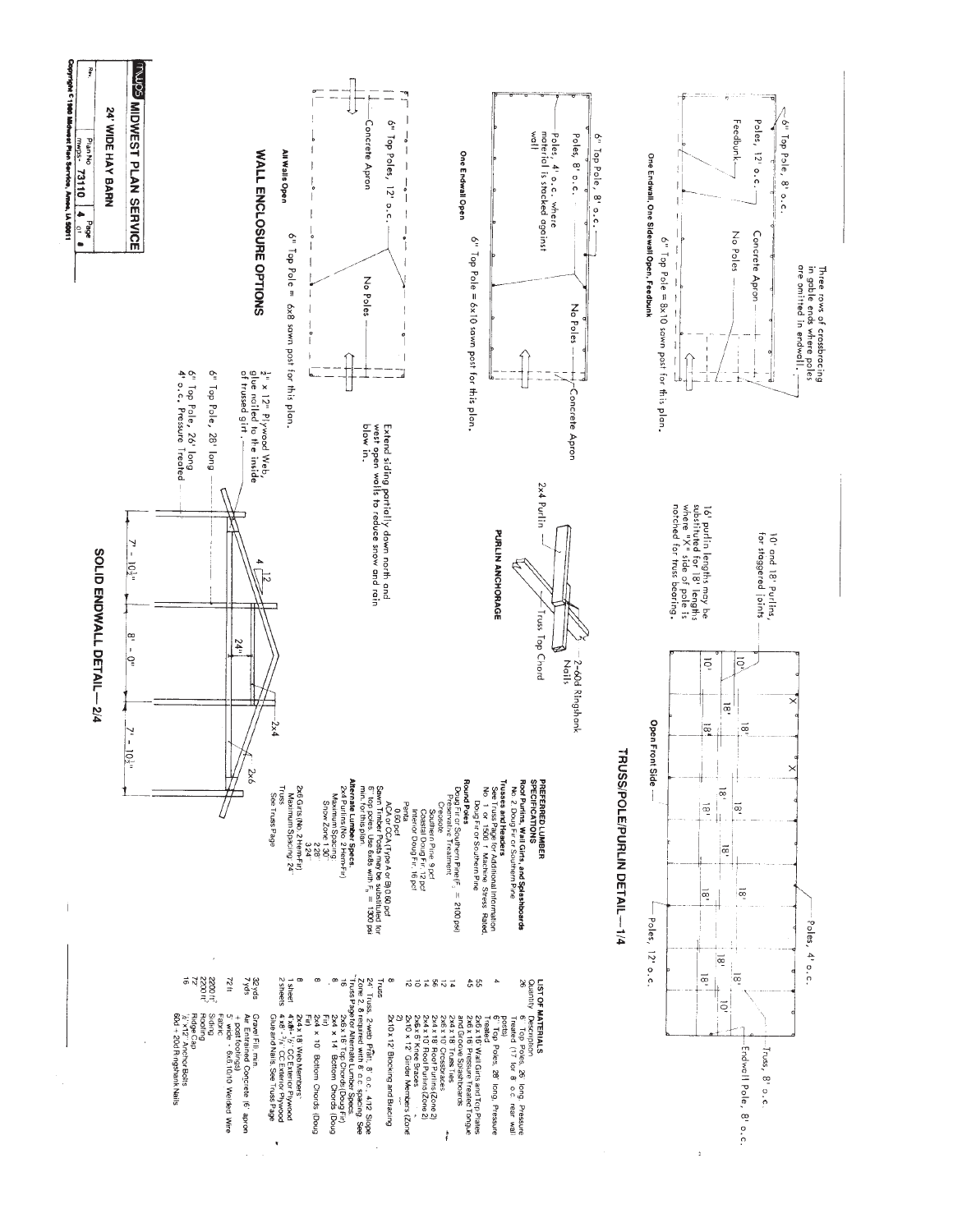# TRUSS/POLE/PURLIN DETAIL—1/4

10' and 18' Purlins, for staggered joints

16' purlin lengths may be substituted for 18' lengths where "X" side of pole is notched for truss bearing.

Poles, 4' o.c.

Poles, 12' o.c.

Truss, 8' o.c.

Endwall Pole, 8' o.c.

Open Front Side

## PURLIN ANCHORAGE

2x4 Purlin

Truss Top Chord

2-60d Ringshank Nails

## PREFERRED LUMBER SPECIFICATIONS

**Roof Purlins, Wall Girts, and Splashboards**
No. 2 Doug Fir or Southern Pine

**Trusses and Headers**
See Truss Page for Additional Information
No. 1 or 1500 f Machine Stress Rated, Doug Fir or Southern Pine

**Round Poles**
Doug Fir or Southern Pine ($F_b$ = 2100 psi)
Preservative Treatment:
Creosote
Southern Pine 9 pcf
Coastal Doug Fir 12 pcf
Interior Doug Fir 16 pcf
Penta
0.60 pcf
ACA or CCA (Type A or B) 0.60 pcf
Sawn Timber Posts may be substituted for 6" top poles. Use 6x8s with $F_b$ = 1300 psi min. for this plan.

**Alternate Lumber Specs.**
2x4 Purlins (No. 2 Hem-Fir)
Maximum Spacing
Snow Zone 1 30"
2 28"
3 24"
2x6 Girts (No. 2 Hem-Fir)
Maximum Spacing 24"
Truss
See Truss Page

## LIST OF MATERIALS

| Quantity | Description |
|---|---|
| 26 | 6" Top Poles, 26' long, Pressure Treated (17 for 8' o.c. rear wall posts) |
| 4 | 6" Top Poles, 28' long, Pressure Treated |
| 45 | 2x6 x 16' Wall Girts and Top Plates |
| 55 | 2x6 x 16' Pressure Treated Tongue and Groove Splashboards |
| 14 | 2x4 x 18' Truss Ties |
| 12 | 2x6 x 10' Crossbraces |
| 56 | 2x4 x 18' Roof Purlins (Zone 2) |
| 14 | 2x4 x 10' Roof Purlins (Zone 2) |
| 10 | 2x6 x 8' Knee Braces |
| 12 | 2x10 x 12' Girder Members (Zone 2) |
| 8 | 2x10 x 12' Blocking and Bracing |
| Truss | |
| 24 | Truss, 2-web Pratt, 8' o.c., 4/12 Slope Zone 2, 6 required with 8' o.c. spacing. See Truss Page for Alternate Lumber Specs. |
| 16 | 2x6 x 16' Top Chords (Doug Fir) |
| 8 | 2x4 x 14' Bottom Chords (Doug Fir) |
| 8 | 2x4 x 10' Bottom Chords (Doug Fir) |
| 1 sheet | 2x4 x 18' Web Members |
| 2 sheets | 4 x 8' - 1/2" CC Exterior Plywood |
| | 4 x 8' - 3/8" CC Exterior Plywood |
| | Glue and Nails. See Truss Page |
| 32 yds | Gravel Fill, min. |
| 7 yds | Air Entrained Concrete 16' apron + post footings) |
| 72 lt | 5' wide - 6x6,10/10 Welded Wire Fabric |
| 2200 ft² | Roofing |
| 2200 ft² | Siding |
| 72' | Ridge Cap |
| 16 | 1/2" x 12" Anchor Bolts |
| | 60d + 20d Ringshank Nails |

## WALL ENCLOSURE OPTIONS

**One Endwall, One Sidewall Open, Feedbunk**

Three rows of crossbracing in gable ends where poles are omitted in endwall.

6" Top Pole, 8' o.c.

Poles, 12' o.c.

Feedbunk

Concrete Apron

No Poles

6" Top Pole = 8x10 sawn post for this plan.

**One Endwall Open**

6" Top Pole, 8' o.c.

Poles, 8' o.c.

Poles, 4' o.c. where material is stacked against wall

No Poles

Concrete Apron

6" Top Pole = 6x10 sawn post for this plan.

**All Walls Open**

6" Top Poles, 12' o.c.

Concrete Apron

No Poles

6" Top Pole = 6x8 sawn post for this plan.

Extend siding partially down north and west open walls to reduce snow and rain blow in.

## SOLID ENDWALL DETAIL—2/4

1/2" x 12" Plywood Web, glue nailed to the inside of trussed girt.

6" Top Pole, 28' long

6" Top Pole, 26' long 4' o.c., Pressure Treated

4/12

24"

2x4

2x6

7' - 10 1/2" | 8' - 0" | 7' - 10 1/2"

---

MWPS MIDWEST PLAN SERVICE

24' WIDE HAY BARN

Rev. | Plan No. MWPS- 73110 | Page 4 of 8

Copyright © 1980 Midwest Plan Service, Ames, IA 50011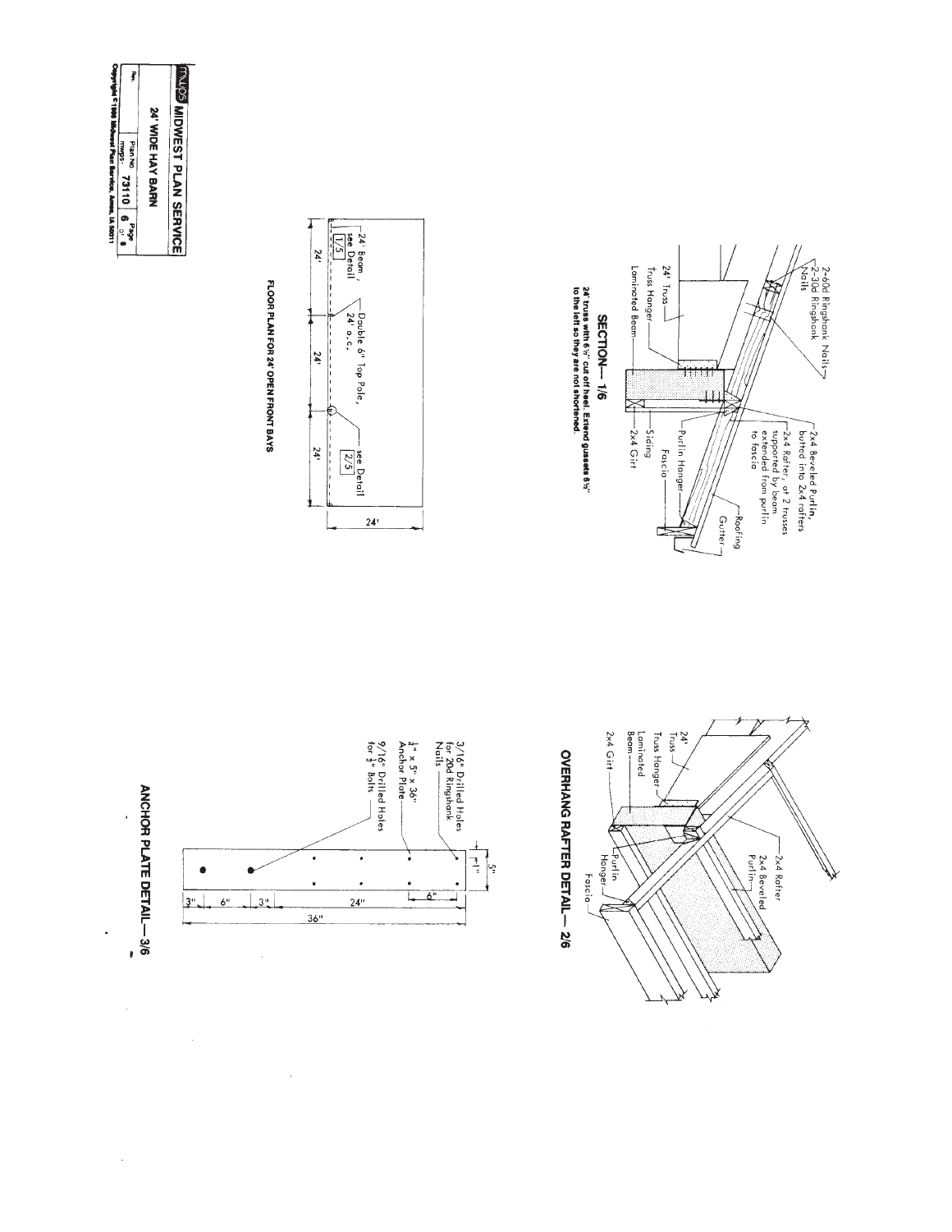## SECTION— 1/6

24' truss with 6½" cut off heel. Extend gussets 6½" to the left so they are not shortened.

2-60d Ringshank Nails
2-30d Ringshank Nails
24' Truss
Truss Hanger
Laminated Beam
2x4 Beveled Purlin, butted into 2x4 rafters
2x4 Rafter, at 2 trusses supported by beam extended from purlin to fascia
Purlin Hanger
Fascia
Siding
2x4 Girt
Roofing
Gutter

## FLOOR PLAN FOR 24' OPEN FRONT BAYS

24' Beam, see Detail 1/5
Double 6" Top Pole, 24' o.c.
see Detail 2/5
24' | 24' | 24'
24'

## OVERHANG RAFTER DETAIL— 2/6

24' Truss
Truss Hanger
Laminated Beam
2x4 Girt
2x4 Rafter
2x4 Beveled Purlin
Purlin Hanger
Fascia

## ANCHOR PLATE DETAIL— 3/6

3/16" Drilled Holes for 20d Ringshank Nails
¼" x 5" x 36" Anchor Plate
9/16" Drilled Holes for ½" Bolts
5"
1"
6"
3" | 6" | 3" | 24"
36"

**MWPS MIDWEST PLAN SERVICE**

24' WIDE HAY BARN

| Rev. | Plan No. mwps- 73110 | Page 6 of 8 |
|---|---|---|

Copyright © 1980 Midwest Plan Service, Ames, IA 50011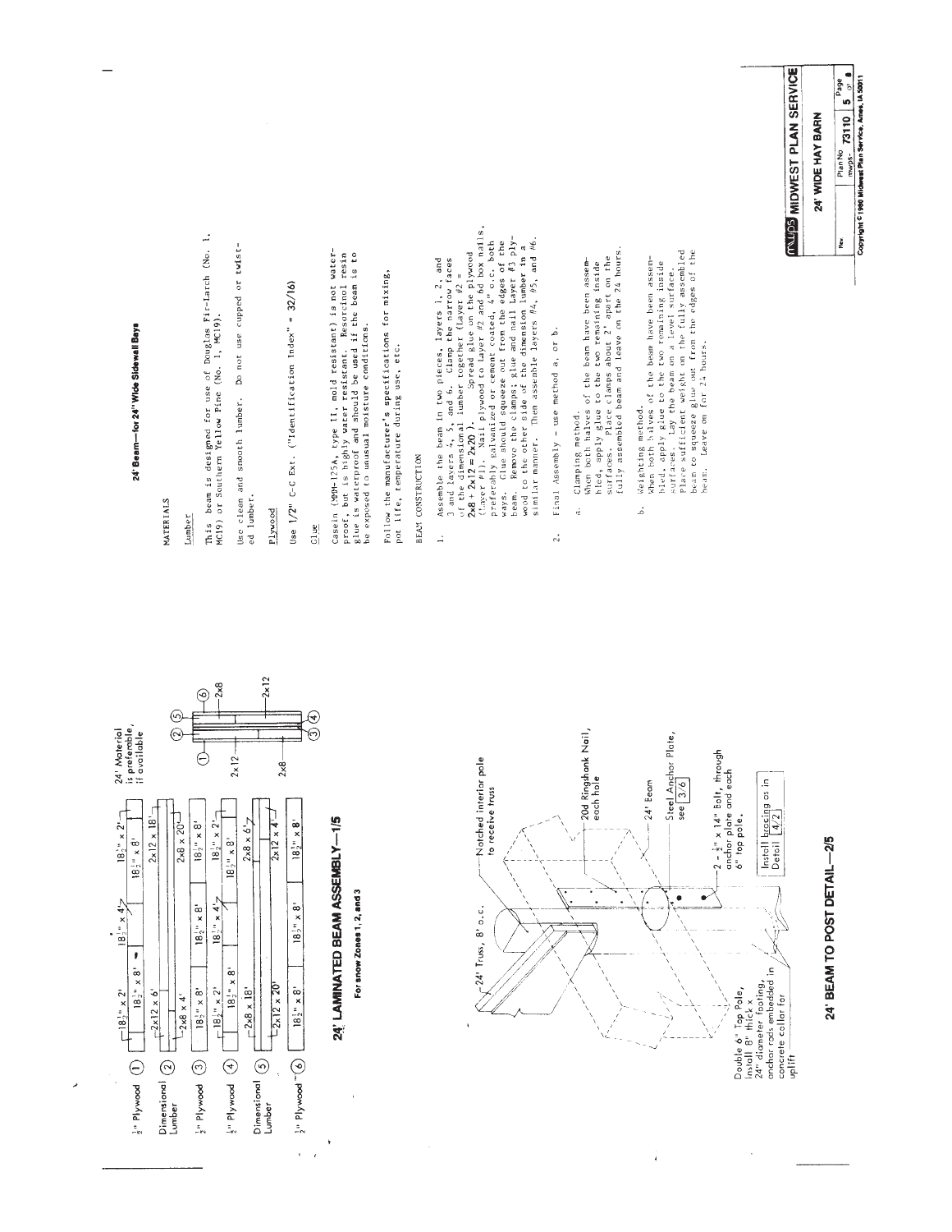## 24' Beam—for 24" Wide Sidewall Bays

### MATERIALS

Lumber

This beam is designed for use of Douglas Fir-Larch (No. 1, MC19) or Southern Yellow Pine (No. 1, MC19).

Use clean and smooth lumber. Do not use cupped or twisted lumber.

Plywood

Use 1/2" C-C Ext. ("Identification Index" = 32/16)

Glue

Casein (MMM-125A, type II, mold resistant) is not waterproof, but is highly water resistant. Resorcinol resin glue is waterproof and should be used if the beam is to be exposed to unusual moisture conditions.

Follow the manufacturer's specifications for mixing, pot life, temperature during use, etc.

### BEAM CONSTRUCTION

1. Assemble the beam in two pieces, layers 1, 2, and 3 and layers 4, 5, and 6. Clamp the narrow faces of the dimensional lumber together (layer #2 = 2x8 + 2x12 = 2x20). Spread glue on the plywood (layer #1). Nail plywood to Layer #2 and 6d box nails, preferably galvanized or cement coated, 4" o.c. both ways. Glue should squeeze out from the edges of the beam. Remove the clamps; glue and nail Layer #3 plywood to the other side of the dimension lumber in a similar manner. Then assemble layers #4, #5, and #6.

2. Final Assembly - use method a. or b.

   a. Clamping method.
   When both halves of the beam have been assembled, apply glue to the two remaining inside surfaces. Place clamps about 2' apart on the fully assembled beam and leave on the 24 hours.

   b. Weighting method.
   When both halves of the beam have been assembled, apply glue to the two remaining inside surfaces. Lay the beam on a level surface. Place sufficient weight on the fully assembled beam to squeeze glue out from the edges of the beam. Leave on for 24 hours.

## 24' LAMINATED BEAM ASSEMBLY—1/5

For snow Zones 1, 2, and 3

½" Plywood (1): 18½" x 2' | 18½" x 8' | 18½" x 4' | 18½" x 8' | 18½" x 2'

Dimensional Lumber (2): 2x12 x 6' | 2x12 x 18'; 2x8 x 4' | 2x8 x 20'

½" Plywood (3): 18½" x 8' | 18½" x 8' | 18½" x 8'

½" Plywood (4): 18½" x 2' | 18½" x 8' | 18½" x 4' | 18½" x 8' | 18½" x 2'

Dimensional Lumber (5): 2x8 x 18' | 2x8 x 6'; 2x12 x 20' | 2x12 x 4'

½" Plywood (6): 18½" x 8' | 18½" x 8' | 18½" x 8'

24' Material is preferable, if available

2x12, 2x8, 2x8, 2x12

## 24' BEAM TO POST DETAIL—2/5

24' Truss, 8' o.c.

Notched interior pole to receive truss

20d Ringshank Nail, each hole

24' Beam

Steel Anchor Plate, see 3/6

2 - ½" x 14" Bolt, through anchor plate and each 6" top pole.

Install bracing as in Detail 4/2

Double 6" Top Pole, Install 8" thick x 24" diameter footing, anchor rods embedded in concrete collar for uplift

MWPS MIDWEST PLAN SERVICE

24' WIDE HAY BARN

Plan No. mwps-73110 | Page 5 of 6

Copyright © 1980 Midwest Plan Service, Ames, IA 50011